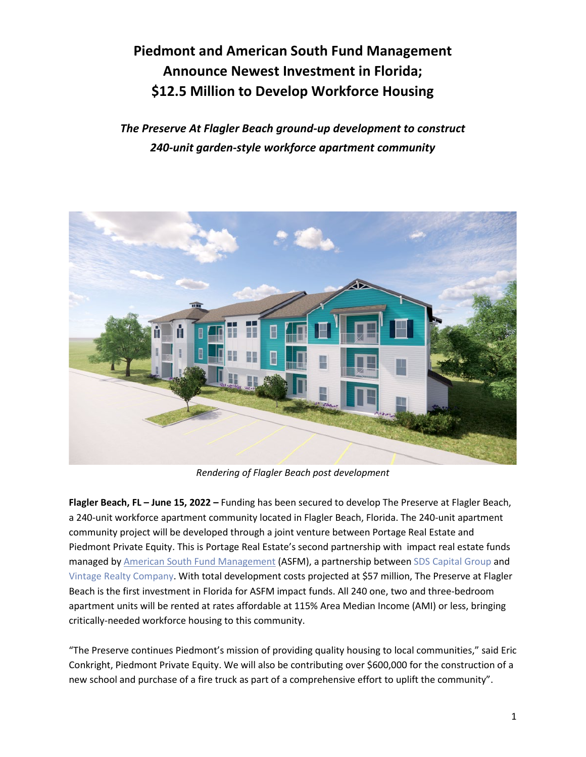# Piedmont and American South Fund Management Announce Newest Investment in Florida; $12.5 Million to Develop Workforce Housing

***The Preserve At Flagler Beach ground-up development to construct 240-unit garden-style workforce apartment community***

*Rendering of Flagler Beach post development*

**Flagler Beach, FL – June 15, 2022 –** Funding has been secured to develop The Preserve at Flagler Beach, a 240-unit workforce apartment community located in Flagler Beach, Florida. The 240-unit apartment community project will be developed through a joint venture between Portage Real Estate and Piedmont Private Equity. This is Portage Real Estate's second partnership with impact real estate funds managed by American South Fund Management (ASFM), a partnership between SDS Capital Group and Vintage Realty Company. With total development costs projected at $57 million, The Preserve at Flagler Beach is the first investment in Florida for ASFM impact funds. All 240 one, two and three-bedroom apartment units will be rented at rates affordable at 115% Area Median Income (AMI) or less, bringing critically-needed workforce housing to this community.

"The Preserve continues Piedmont's mission of providing quality housing to local communities," said Eric Conkright, Piedmont Private Equity. We will also be contributing over $600,000 for the construction of a new school and purchase of a fire truck as part of a comprehensive effort to uplift the community".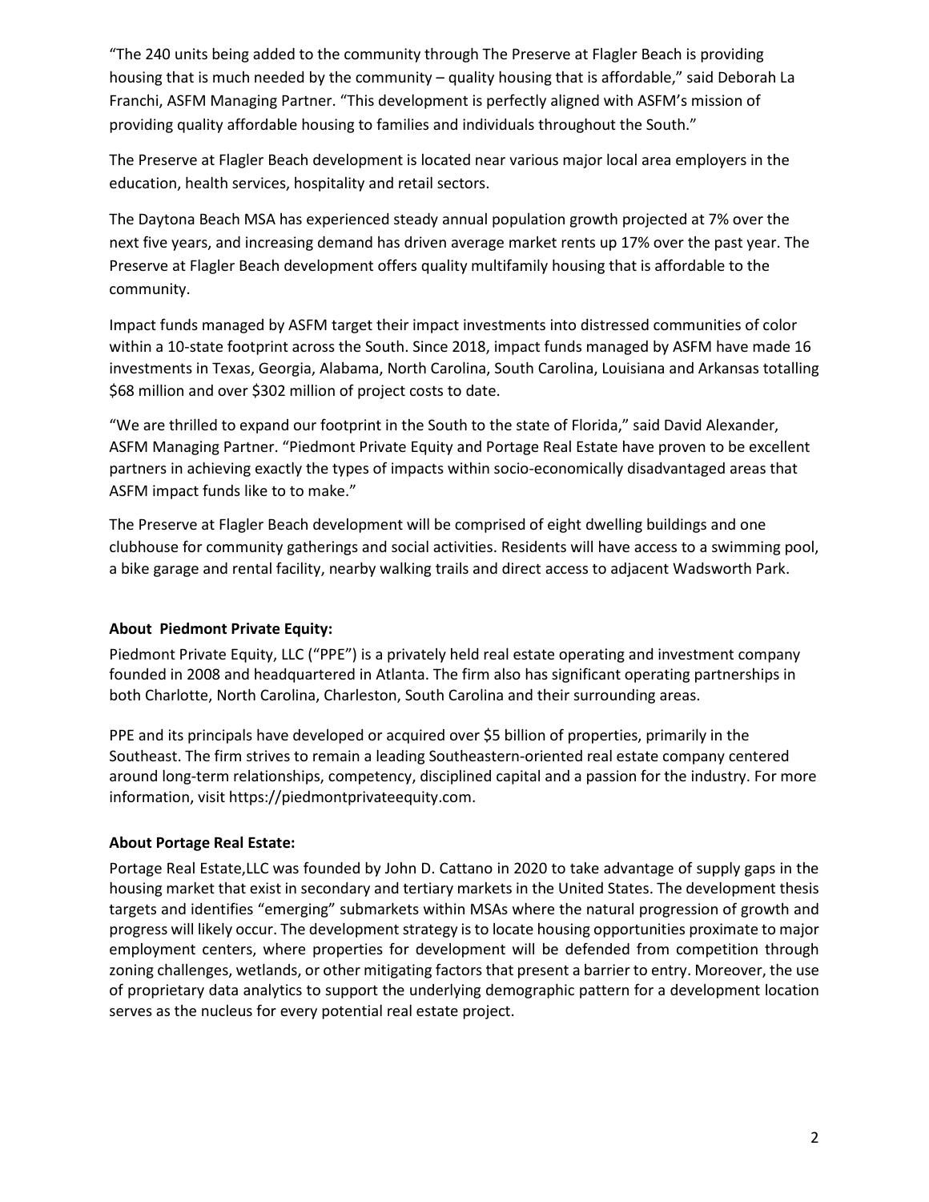"The 240 units being added to the community through The Preserve at Flagler Beach is providing housing that is much needed by the community – quality housing that is affordable," said Deborah La Franchi, ASFM Managing Partner. "This development is perfectly aligned with ASFM's mission of providing quality affordable housing to families and individuals throughout the South."

The Preserve at Flagler Beach development is located near various major local area employers in the education, health services, hospitality and retail sectors.

The Daytona Beach MSA has experienced steady annual population growth projected at 7% over the next five years, and increasing demand has driven average market rents up 17% over the past year. The Preserve at Flagler Beach development offers quality multifamily housing that is affordable to the community.

Impact funds managed by ASFM target their impact investments into distressed communities of color within a 10-state footprint across the South. Since 2018, impact funds managed by ASFM have made 16 investments in Texas, Georgia, Alabama, North Carolina, South Carolina, Louisiana and Arkansas totalling $68 million and over $302 million of project costs to date.

"We are thrilled to expand our footprint in the South to the state of Florida," said David Alexander, ASFM Managing Partner. "Piedmont Private Equity and Portage Real Estate have proven to be excellent partners in achieving exactly the types of impacts within socio-economically disadvantaged areas that ASFM impact funds like to to make."

The Preserve at Flagler Beach development will be comprised of eight dwelling buildings and one clubhouse for community gatherings and social activities. Residents will have access to a swimming pool, a bike garage and rental facility, nearby walking trails and direct access to adjacent Wadsworth Park.

**About Piedmont Private Equity:**

Piedmont Private Equity, LLC ("PPE") is a privately held real estate operating and investment company founded in 2008 and headquartered in Atlanta. The firm also has significant operating partnerships in both Charlotte, North Carolina, Charleston, South Carolina and their surrounding areas.

PPE and its principals have developed or acquired over $5 billion of properties, primarily in the Southeast. The firm strives to remain a leading Southeastern-oriented real estate company centered around long-term relationships, competency, disciplined capital and a passion for the industry. For more information, visit https://piedmontprivateequity.com.

**About Portage Real Estate:**

Portage Real Estate,LLC was founded by John D. Cattano in 2020 to take advantage of supply gaps in the housing market that exist in secondary and tertiary markets in the United States. The development thesis targets and identifies "emerging" submarkets within MSAs where the natural progression of growth and progress will likely occur. The development strategy is to locate housing opportunities proximate to major employment centers, where properties for development will be defended from competition through zoning challenges, wetlands, or other mitigating factors that present a barrier to entry. Moreover, the use of proprietary data analytics to support the underlying demographic pattern for a development location serves as the nucleus for every potential real estate project.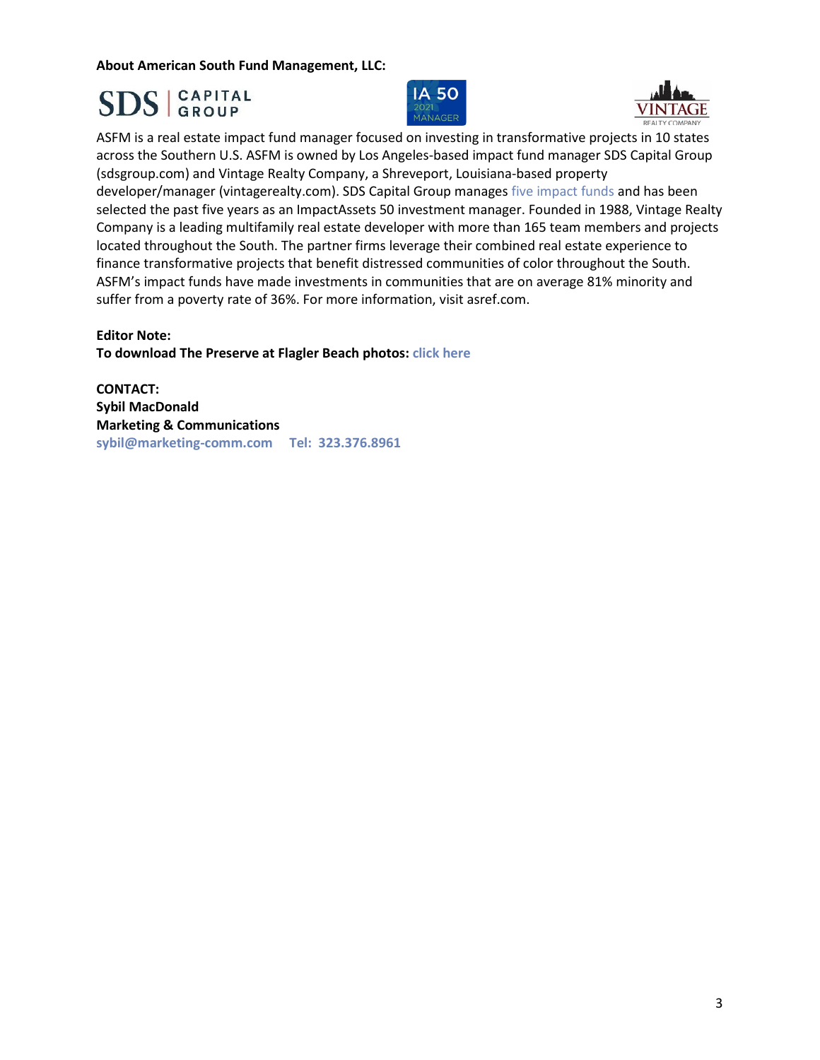**About American South Fund Management, LLC:**

ASFM is a real estate impact fund manager focused on investing in transformative projects in 10 states across the Southern U.S. ASFM is owned by Los Angeles-based impact fund manager SDS Capital Group (sdsgroup.com) and Vintage Realty Company, a Shreveport, Louisiana-based property developer/manager (vintagerealty.com). SDS Capital Group manages five impact funds and has been selected the past five years as an ImpactAssets 50 investment manager. Founded in 1988, Vintage Realty Company is a leading multifamily real estate developer with more than 165 team members and projects located throughout the South. The partner firms leverage their combined real estate experience to finance transformative projects that benefit distressed communities of color throughout the South. ASFM's impact funds have made investments in communities that are on average 81% minority and suffer from a poverty rate of 36%. For more information, visit asref.com.

**Editor Note:**
**To download The Preserve at Flagler Beach photos: click here**

**CONTACT:**
**Sybil MacDonald**
**Marketing & Communications**
**sybil@marketing-comm.com Tel: 323.376.8961**